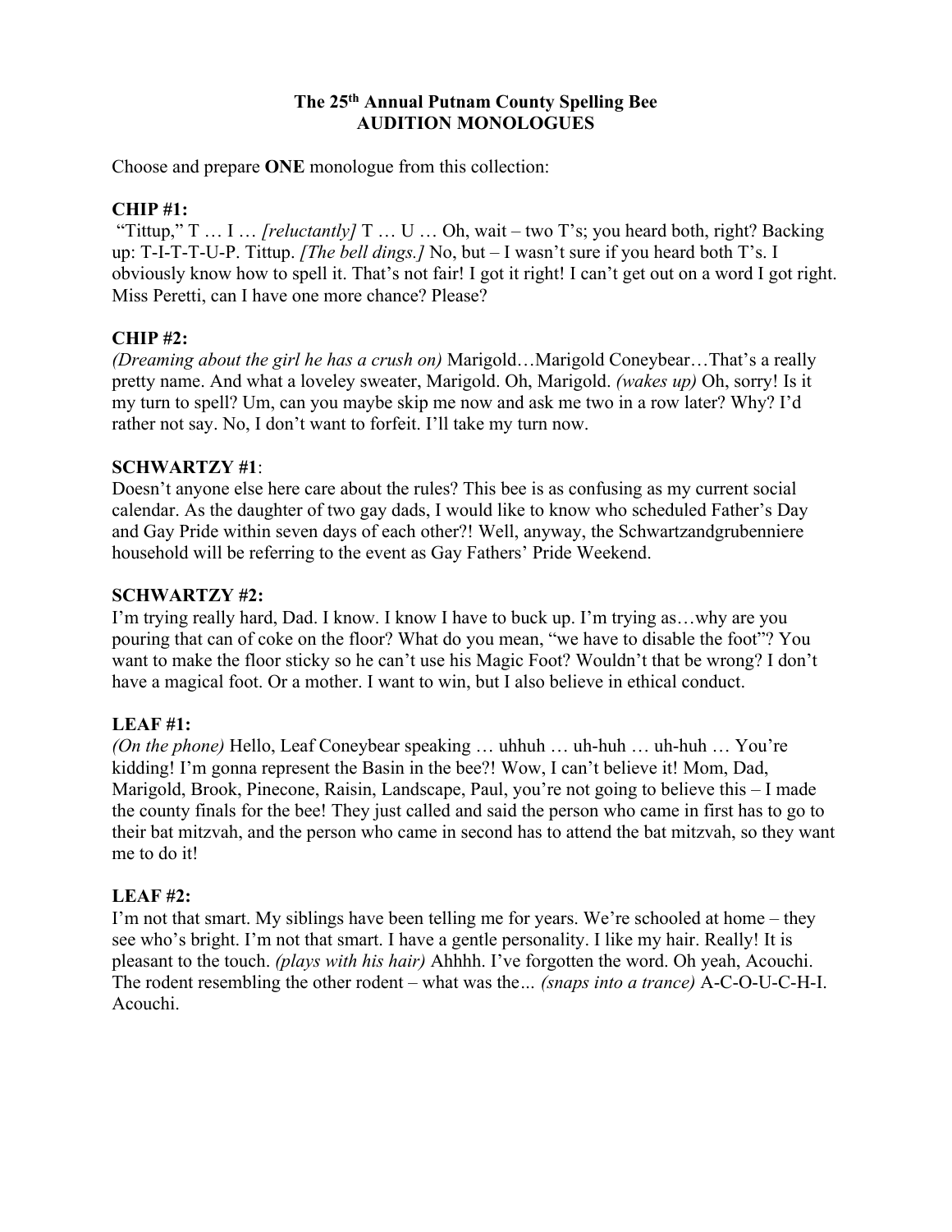# The 25th Annual Putnam County Spelling Bee
# AUDITION MONOLOGUES

Choose and prepare **ONE** monologue from this collection:

**CHIP #1:**
"Tittup," T … I … *[reluctantly]* T … U … Oh, wait – two T's; you heard both, right? Backing up: T-I-T-T-U-P. Tittup. *[The bell dings.]* No, but – I wasn't sure if you heard both T's. I obviously know how to spell it. That's not fair! I got it right! I can't get out on a word I got right. Miss Peretti, can I have one more chance? Please?

**CHIP #2:**
*(Dreaming about the girl he has a crush on)* Marigold…Marigold Coneybear…That's a really pretty name. And what a loveley sweater, Marigold. Oh, Marigold. *(wakes up)* Oh, sorry! Is it my turn to spell? Um, can you maybe skip me now and ask me two in a row later? Why? I'd rather not say. No, I don't want to forfeit. I'll take my turn now.

**SCHWARTZY #1**:
Doesn't anyone else here care about the rules? This bee is as confusing as my current social calendar. As the daughter of two gay dads, I would like to know who scheduled Father's Day and Gay Pride within seven days of each other?! Well, anyway, the Schwartzandgrubenniere household will be referring to the event as Gay Fathers' Pride Weekend.

**SCHWARTZY #2:**
I'm trying really hard, Dad. I know. I know I have to buck up. I'm trying as…why are you pouring that can of coke on the floor? What do you mean, "we have to disable the foot"? You want to make the floor sticky so he can't use his Magic Foot? Wouldn't that be wrong? I don't have a magical foot. Or a mother. I want to win, but I also believe in ethical conduct.

**LEAF #1:**
*(On the phone)* Hello, Leaf Coneybear speaking … uhhuh … uh-huh … uh-huh … You're kidding! I'm gonna represent the Basin in the bee?! Wow, I can't believe it! Mom, Dad, Marigold, Brook, Pinecone, Raisin, Landscape, Paul, you're not going to believe this – I made the county finals for the bee! They just called and said the person who came in first has to go to their bat mitzvah, and the person who came in second has to attend the bat mitzvah, so they want me to do it!

**LEAF #2:**
I'm not that smart. My siblings have been telling me for years. We're schooled at home – they see who's bright. I'm not that smart. I have a gentle personality. I like my hair. Really! It is pleasant to the touch. *(plays with his hair)* Ahhhh. I've forgotten the word. Oh yeah, Acouchi. The rodent resembling the other rodent – what was the... *(snaps into a trance)* A-C-O-U-C-H-I. Acouchi.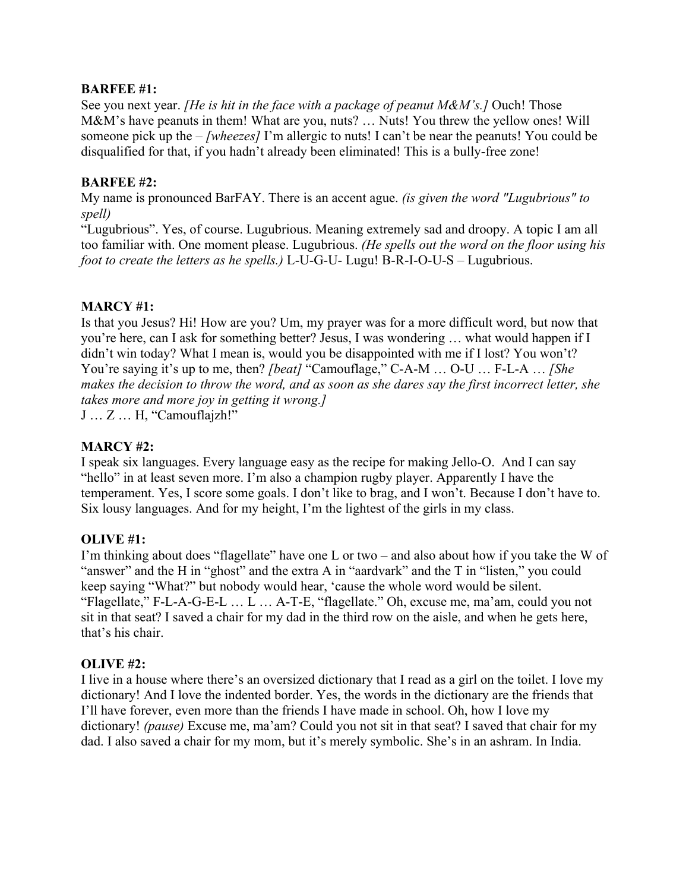**BARFEE #1:**
See you next year. *[He is hit in the face with a package of peanut M&M's.]* Ouch! Those M&M's have peanuts in them! What are you, nuts? … Nuts! You threw the yellow ones! Will someone pick up the – *[wheezes]* I'm allergic to nuts! I can't be near the peanuts! You could be disqualified for that, if you hadn't already been eliminated! This is a bully-free zone!

**BARFEE #2:**
My name is pronounced BarFAY. There is an accent ague. *(is given the word "Lugubrious" to spell)*
"Lugubrious". Yes, of course. Lugubrious. Meaning extremely sad and droopy. A topic I am all too familiar with. One moment please. Lugubrious. *(He spells out the word on the floor using his foot to create the letters as he spells.)* L-U-G-U- Lugu! B-R-I-O-U-S – Lugubrious.

**MARCY #1:**
Is that you Jesus? Hi! How are you? Um, my prayer was for a more difficult word, but now that you're here, can I ask for something better? Jesus, I was wondering … what would happen if I didn't win today? What I mean is, would you be disappointed with me if I lost? You won't? You're saying it's up to me, then? *[beat]* "Camouflage," C-A-M … O-U … F-L-A … *[She makes the decision to throw the word, and as soon as she dares say the first incorrect letter, she takes more and more joy in getting it wrong.]*
J … Z … H, "Camouflajzh!"

**MARCY #2:**
I speak six languages. Every language easy as the recipe for making Jello-O. And I can say "hello" in at least seven more. I'm also a champion rugby player. Apparently I have the temperament. Yes, I score some goals. I don't like to brag, and I won't. Because I don't have to. Six lousy languages. And for my height, I'm the lightest of the girls in my class.

**OLIVE #1:**
I'm thinking about does "flagellate" have one L or two – and also about how if you take the W of "answer" and the H in "ghost" and the extra A in "aardvark" and the T in "listen," you could keep saying "What?" but nobody would hear, 'cause the whole word would be silent. "Flagellate," F-L-A-G-E-L … L … A-T-E, "flagellate." Oh, excuse me, ma'am, could you not sit in that seat? I saved a chair for my dad in the third row on the aisle, and when he gets here, that's his chair.

**OLIVE #2:**
I live in a house where there's an oversized dictionary that I read as a girl on the toilet. I love my dictionary! And I love the indented border. Yes, the words in the dictionary are the friends that I'll have forever, even more than the friends I have made in school. Oh, how I love my dictionary! *(pause)* Excuse me, ma'am? Could you not sit in that seat? I saved that chair for my dad. I also saved a chair for my mom, but it's merely symbolic. She's in an ashram. In India.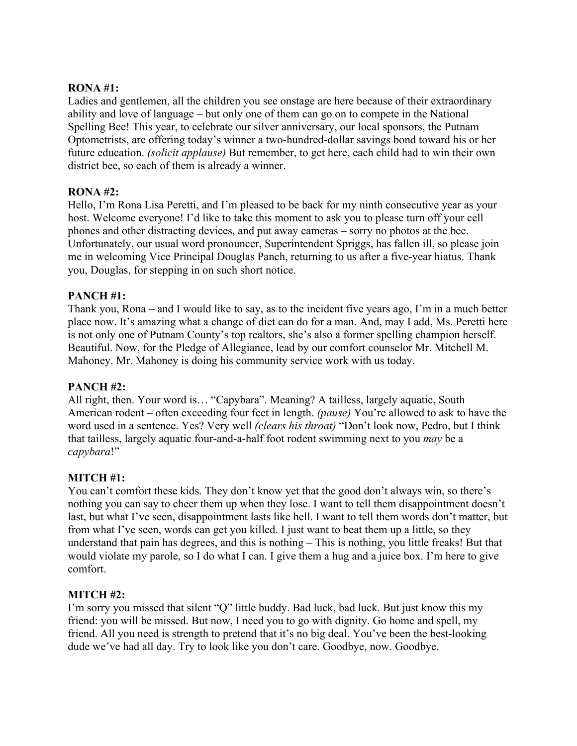**RONA #1:**
Ladies and gentlemen, all the children you see onstage are here because of their extraordinary ability and love of language – but only one of them can go on to compete in the National Spelling Bee! This year, to celebrate our silver anniversary, our local sponsors, the Putnam Optometrists, are offering today's winner a two-hundred-dollar savings bond toward his or her future education. *(solicit applause)* But remember, to get here, each child had to win their own district bee, so each of them is already a winner.

**RONA #2:**
Hello, I'm Rona Lisa Peretti, and I'm pleased to be back for my ninth consecutive year as your host. Welcome everyone! I'd like to take this moment to ask you to please turn off your cell phones and other distracting devices, and put away cameras – sorry no photos at the bee. Unfortunately, our usual word pronouncer, Superintendent Spriggs, has fallen ill, so please join me in welcoming Vice Principal Douglas Panch, returning to us after a five-year hiatus. Thank you, Douglas, for stepping in on such short notice.

**PANCH #1:**
Thank you, Rona – and I would like to say, as to the incident five years ago, I'm in a much better place now. It's amazing what a change of diet can do for a man. And, may I add, Ms. Peretti here is not only one of Putnam County's top realtors, she's also a former spelling champion herself. Beautiful. Now, for the Pledge of Allegiance, lead by our comfort counselor Mr. Mitchell M. Mahoney. Mr. Mahoney is doing his community service work with us today.

**PANCH #2:**
All right, then. Your word is… "Capybara". Meaning? A tailless, largely aquatic, South American rodent – often exceeding four feet in length. *(pause)* You're allowed to ask to have the word used in a sentence. Yes? Very well *(clears his throat)* "Don't look now, Pedro, but I think that tailless, largely aquatic four-and-a-half foot rodent swimming next to you *may* be a *capybara*!"

**MITCH #1:**
You can't comfort these kids. They don't know yet that the good don't always win, so there's nothing you can say to cheer them up when they lose. I want to tell them disappointment doesn't last, but what I've seen, disappointment lasts like hell. I want to tell them words don't matter, but from what I've seen, words can get you killed. I just want to beat them up a little, so they understand that pain has degrees, and this is nothing – This is nothing, you little freaks! But that would violate my parole, so I do what I can. I give them a hug and a juice box. I'm here to give comfort.

**MITCH #2:**
I'm sorry you missed that silent "Q" little buddy. Bad luck, bad luck. But just know this my friend: you will be missed. But now, I need you to go with dignity. Go home and spell, my friend. All you need is strength to pretend that it's no big deal. You've been the best-looking dude we've had all day. Try to look like you don't care. Goodbye, now. Goodbye.